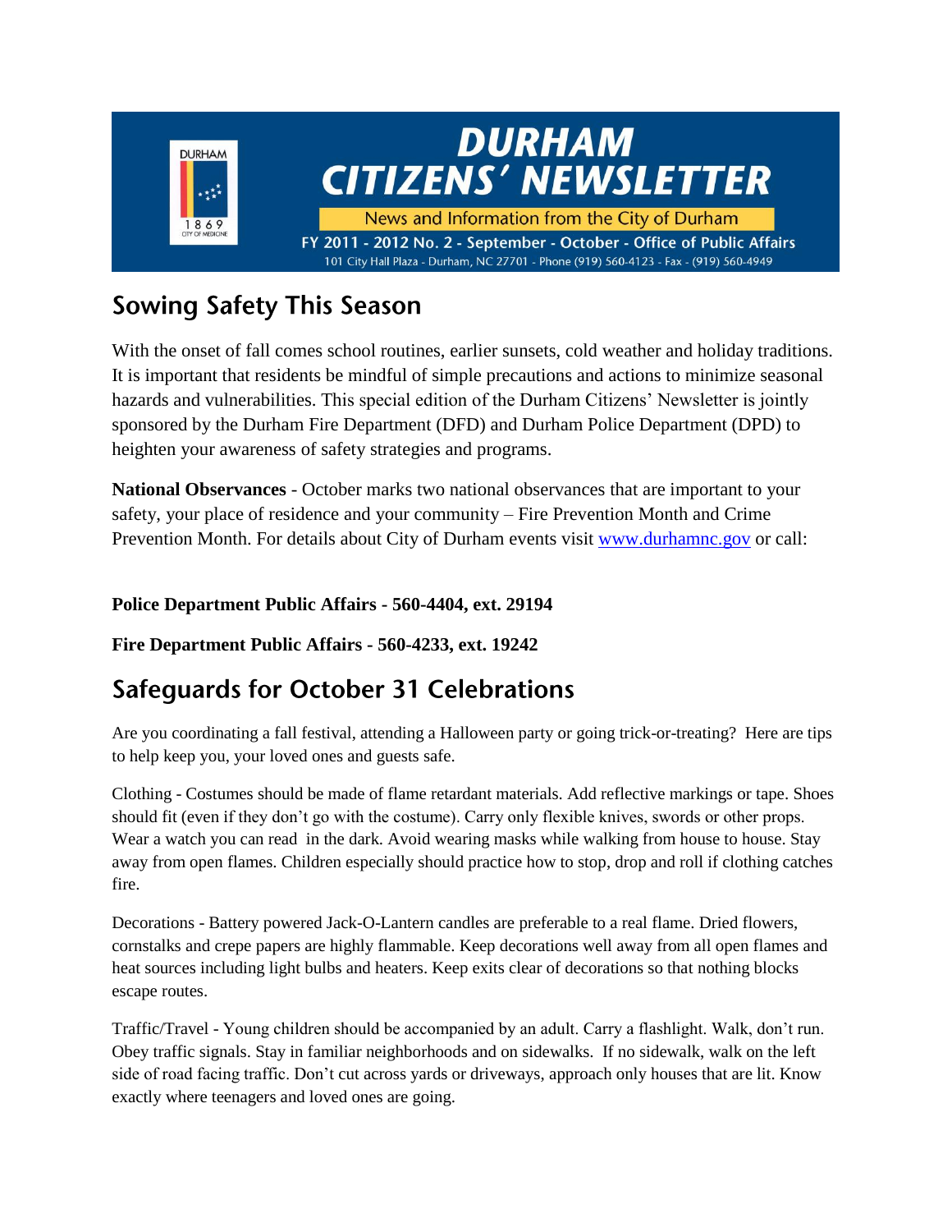# DURHAM CITIZENS' NEWSLETTER

News and Information from the City of Durham

FY 2011 - 2012 No. 2 - September - October - Office of Public Affairs

101 City Hall Plaza - Durham, NC 27701 - Phone (919) 560-4123 - Fax - (919) 560-4949

## Sowing Safety This Season

With the onset of fall comes school routines, earlier sunsets, cold weather and holiday traditions. It is important that residents be mindful of simple precautions and actions to minimize seasonal hazards and vulnerabilities. This special edition of the Durham Citizens' Newsletter is jointly sponsored by the Durham Fire Department (DFD) and Durham Police Department (DPD) to heighten your awareness of safety strategies and programs.

**National Observances** - October marks two national observances that are important to your safety, your place of residence and your community – Fire Prevention Month and Crime Prevention Month. For details about City of Durham events visit www.durhamnc.gov or call:

**Police Department Public Affairs - 560-4404, ext. 29194**

**Fire Department Public Affairs - 560-4233, ext. 19242**

## Safeguards for October 31 Celebrations

Are you coordinating a fall festival, attending a Halloween party or going trick-or-treating? Here are tips to help keep you, your loved ones and guests safe.

Clothing - Costumes should be made of flame retardant materials. Add reflective markings or tape. Shoes should fit (even if they don't go with the costume). Carry only flexible knives, swords or other props. Wear a watch you can read in the dark. Avoid wearing masks while walking from house to house. Stay away from open flames. Children especially should practice how to stop, drop and roll if clothing catches fire.

Decorations - Battery powered Jack-O-Lantern candles are preferable to a real flame. Dried flowers, cornstalks and crepe papers are highly flammable. Keep decorations well away from all open flames and heat sources including light bulbs and heaters. Keep exits clear of decorations so that nothing blocks escape routes.

Traffic/Travel - Young children should be accompanied by an adult. Carry a flashlight. Walk, don't run. Obey traffic signals. Stay in familiar neighborhoods and on sidewalks. If no sidewalk, walk on the left side of road facing traffic. Don't cut across yards or driveways, approach only houses that are lit. Know exactly where teenagers and loved ones are going.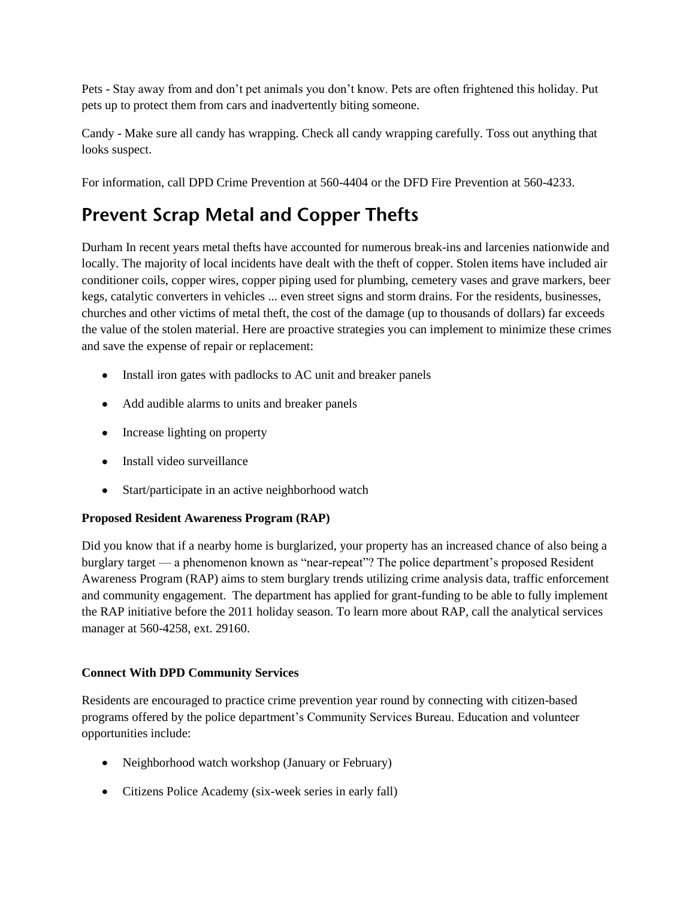Pets - Stay away from and don't pet animals you don't know. Pets are often frightened this holiday. Put pets up to protect them from cars and inadvertently biting someone.

Candy - Make sure all candy has wrapping. Check all candy wrapping carefully. Toss out anything that looks suspect.

For information, call DPD Crime Prevention at 560-4404 or the DFD Fire Prevention at 560-4233.

# Prevent Scrap Metal and Copper Thefts

Durham In recent years metal thefts have accounted for numerous break-ins and larcenies nationwide and locally. The majority of local incidents have dealt with the theft of copper. Stolen items have included air conditioner coils, copper wires, copper piping used for plumbing, cemetery vases and grave markers, beer kegs, catalytic converters in vehicles ... even street signs and storm drains. For the residents, businesses, churches and other victims of metal theft, the cost of the damage (up to thousands of dollars) far exceeds the value of the stolen material. Here are proactive strategies you can implement to minimize these crimes and save the expense of repair or replacement:

- Install iron gates with padlocks to AC unit and breaker panels
- Add audible alarms to units and breaker panels
- Increase lighting on property
- Install video surveillance
- Start/participate in an active neighborhood watch

**Proposed Resident Awareness Program (RAP)**

Did you know that if a nearby home is burglarized, your property has an increased chance of also being a burglary target — a phenomenon known as "near-repeat"? The police department's proposed Resident Awareness Program (RAP) aims to stem burglary trends utilizing crime analysis data, traffic enforcement and community engagement. The department has applied for grant-funding to be able to fully implement the RAP initiative before the 2011 holiday season. To learn more about RAP, call the analytical services manager at 560-4258, ext. 29160.

**Connect With DPD Community Services**

Residents are encouraged to practice crime prevention year round by connecting with citizen-based programs offered by the police department's Community Services Bureau. Education and volunteer opportunities include:

- Neighborhood watch workshop (January or February)
- Citizens Police Academy (six-week series in early fall)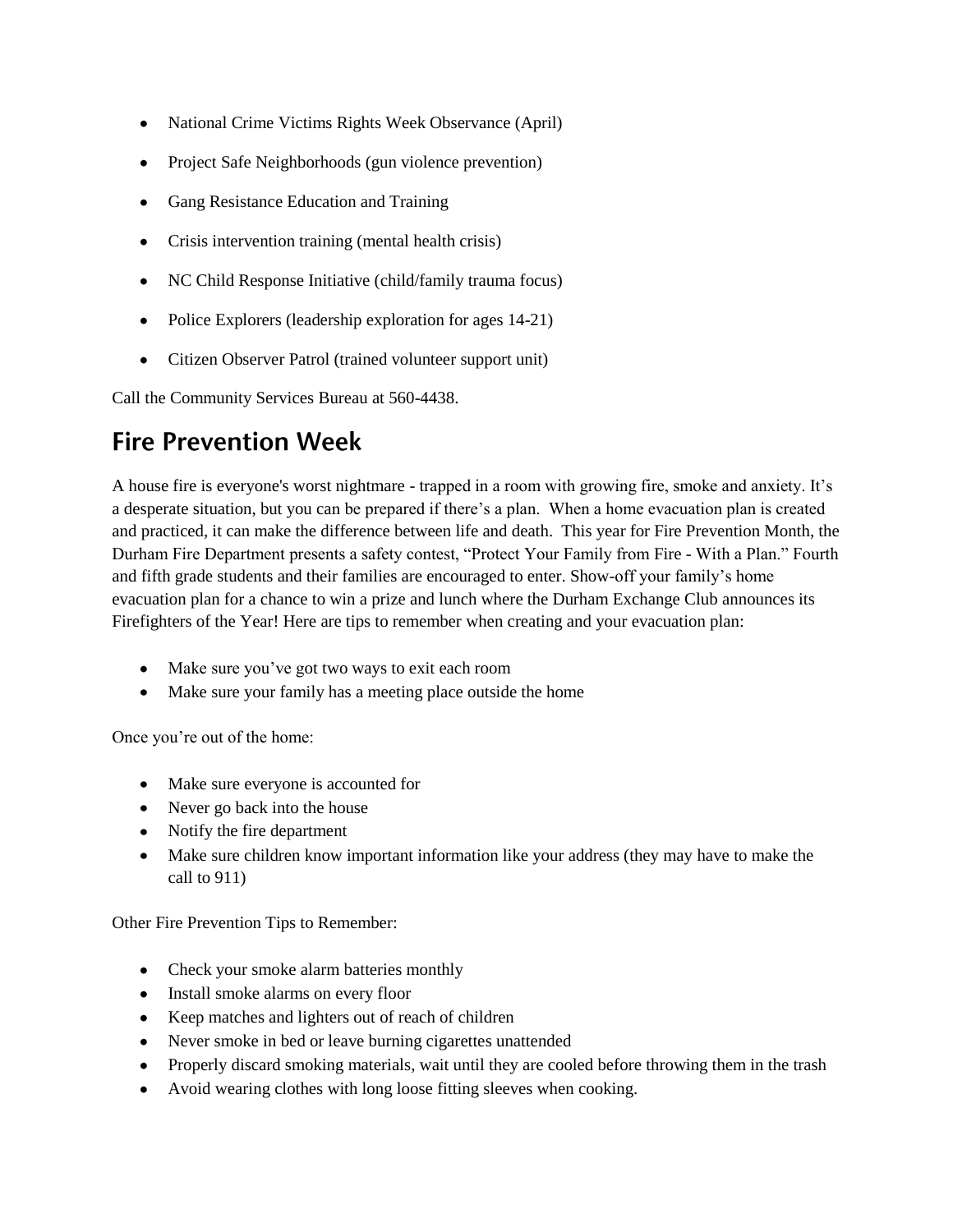- National Crime Victims Rights Week Observance (April)
- Project Safe Neighborhoods (gun violence prevention)
- Gang Resistance Education and Training
- Crisis intervention training (mental health crisis)
- NC Child Response Initiative (child/family trauma focus)
- Police Explorers (leadership exploration for ages 14-21)
- Citizen Observer Patrol (trained volunteer support unit)

Call the Community Services Bureau at 560-4438.

## Fire Prevention Week

A house fire is everyone's worst nightmare - trapped in a room with growing fire, smoke and anxiety. It's a desperate situation, but you can be prepared if there's a plan. When a home evacuation plan is created and practiced, it can make the difference between life and death. This year for Fire Prevention Month, the Durham Fire Department presents a safety contest, "Protect Your Family from Fire - With a Plan." Fourth and fifth grade students and their families are encouraged to enter. Show-off your family's home evacuation plan for a chance to win a prize and lunch where the Durham Exchange Club announces its Firefighters of the Year! Here are tips to remember when creating and your evacuation plan:

- Make sure you've got two ways to exit each room
- Make sure your family has a meeting place outside the home

Once you're out of the home:

- Make sure everyone is accounted for
- Never go back into the house
- Notify the fire department
- Make sure children know important information like your address (they may have to make the call to 911)

Other Fire Prevention Tips to Remember:

- Check your smoke alarm batteries monthly
- Install smoke alarms on every floor
- Keep matches and lighters out of reach of children
- Never smoke in bed or leave burning cigarettes unattended
- Properly discard smoking materials, wait until they are cooled before throwing them in the trash
- Avoid wearing clothes with long loose fitting sleeves when cooking.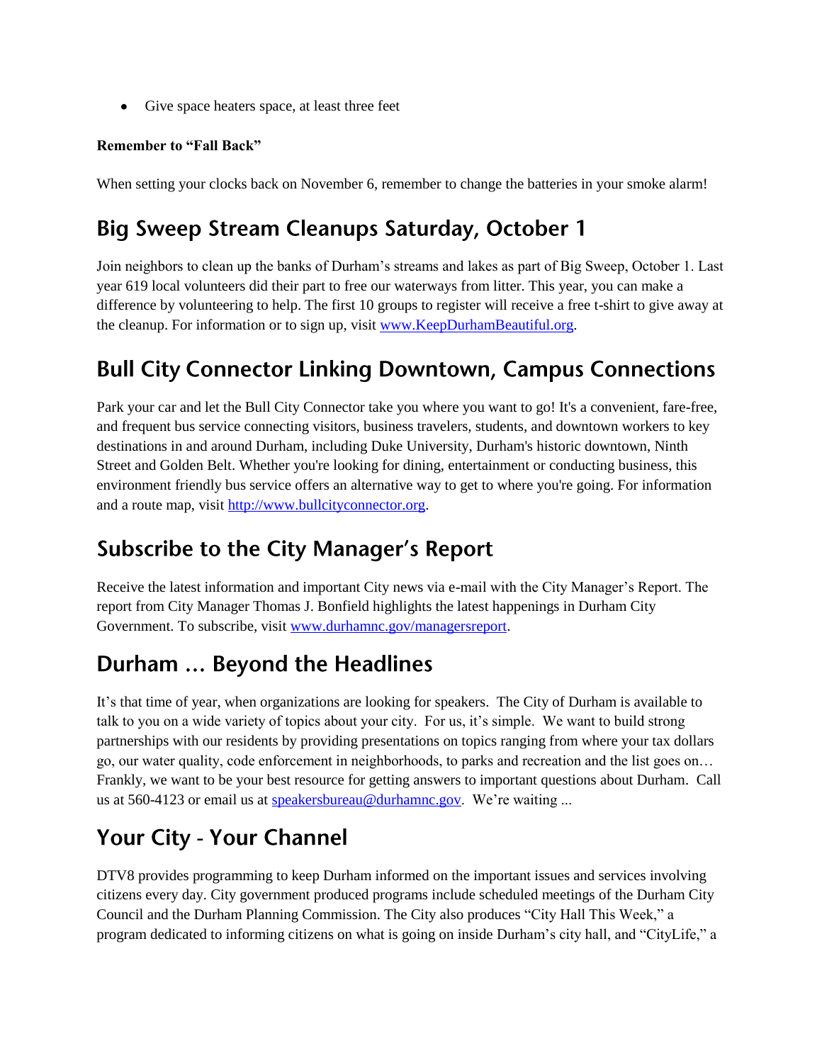- Give space heaters space, at least three feet

**Remember to "Fall Back"**

When setting your clocks back on November 6, remember to change the batteries in your smoke alarm!

## Big Sweep Stream Cleanups Saturday, October 1

Join neighbors to clean up the banks of Durham's streams and lakes as part of Big Sweep, October 1. Last year 619 local volunteers did their part to free our waterways from litter. This year, you can make a difference by volunteering to help. The first 10 groups to register will receive a free t-shirt to give away at the cleanup. For information or to sign up, visit [www.KeepDurhamBeautiful.org](http://www.KeepDurhamBeautiful.org).

## Bull City Connector Linking Downtown, Campus Connections

Park your car and let the Bull City Connector take you where you want to go! It's a convenient, fare-free, and frequent bus service connecting visitors, business travelers, students, and downtown workers to key destinations in and around Durham, including Duke University, Durham's historic downtown, Ninth Street and Golden Belt. Whether you're looking for dining, entertainment or conducting business, this environment friendly bus service offers an alternative way to get to where you're going. For information and a route map, visit [http://www.bullcityconnector.org](http://www.bullcityconnector.org).

## Subscribe to the City Manager's Report

Receive the latest information and important City news via e-mail with the City Manager's Report. The report from City Manager Thomas J. Bonfield highlights the latest happenings in Durham City Government. To subscribe, visit [www.durhamnc.gov/managersreport](http://www.durhamnc.gov/managersreport).

## Durham … Beyond the Headlines

It's that time of year, when organizations are looking for speakers. The City of Durham is available to talk to you on a wide variety of topics about your city. For us, it's simple. We want to build strong partnerships with our residents by providing presentations on topics ranging from where your tax dollars go, our water quality, code enforcement in neighborhoods, to parks and recreation and the list goes on… Frankly, we want to be your best resource for getting answers to important questions about Durham. Call us at 560-4123 or email us at [speakersbureau@durhamnc.gov](mailto:speakersbureau@durhamnc.gov). We're waiting ...

## Your City - Your Channel

DTV8 provides programming to keep Durham informed on the important issues and services involving citizens every day. City government produced programs include scheduled meetings of the Durham City Council and the Durham Planning Commission. The City also produces "City Hall This Week," a program dedicated to informing citizens on what is going on inside Durham's city hall, and "CityLife," a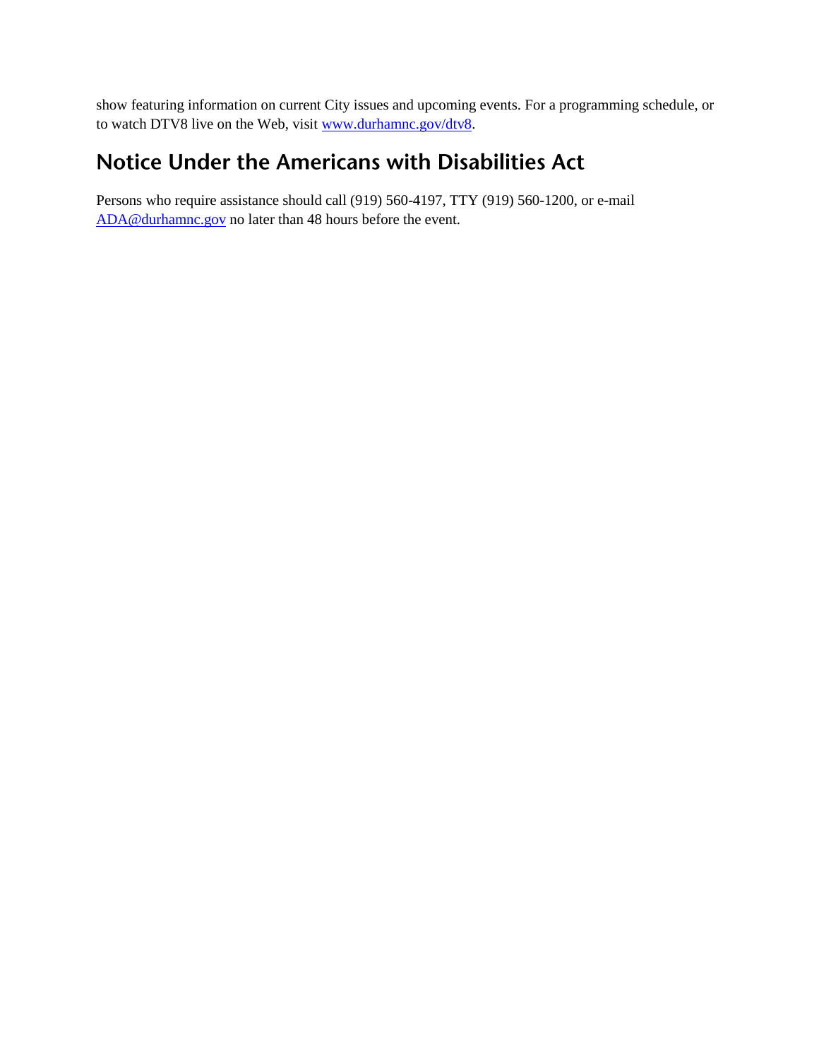show featuring information on current City issues and upcoming events. For a programming schedule, or to watch DTV8 live on the Web, visit www.durhamnc.gov/dtv8.

## Notice Under the Americans with Disabilities Act

Persons who require assistance should call (919) 560-4197, TTY (919) 560-1200, or e-mail ADA@durhamnc.gov no later than 48 hours before the event.